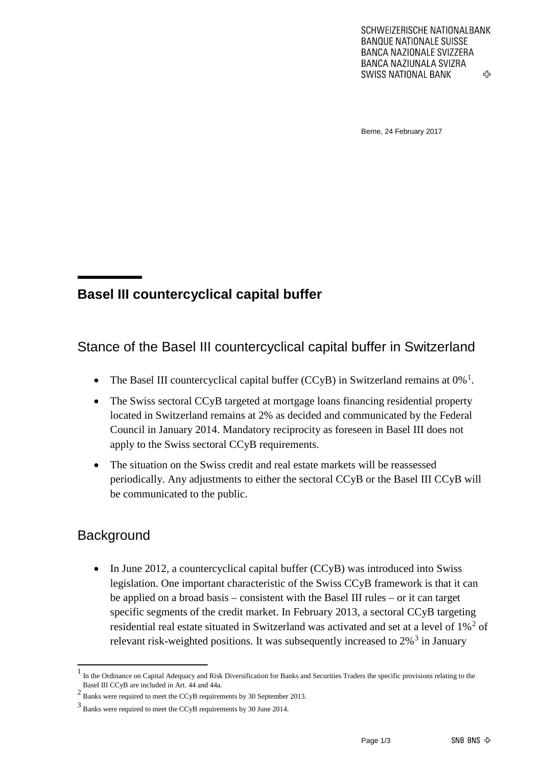SCHWEIZERISCHE NATIONALBANK
BANQUE NATIONALE SUISSE
BANCA NAZIONALE SVIZZERA
BANCA NAZIUNALA SVIZRA
SWISS NATIONAL BANK

Berne, 24 February 2017

# Basel III countercyclical capital buffer

## Stance of the Basel III countercyclical capital buffer in Switzerland

- The Basel III countercyclical capital buffer (CCyB) in Switzerland remains at 0%[1].
- The Swiss sectoral CCyB targeted at mortgage loans financing residential property located in Switzerland remains at 2% as decided and communicated by the Federal Council in January 2014. Mandatory reciprocity as foreseen in Basel III does not apply to the Swiss sectoral CCyB requirements.
- The situation on the Swiss credit and real estate markets will be reassessed periodically. Any adjustments to either the sectoral CCyB or the Basel III CCyB will be communicated to the public.

## Background

- In June 2012, a countercyclical capital buffer (CCyB) was introduced into Swiss legislation. One important characteristic of the Swiss CCyB framework is that it can be applied on a broad basis – consistent with the Basel III rules – or it can target specific segments of the credit market. In February 2013, a sectoral CCyB targeting residential real estate situated in Switzerland was activated and set at a level of 1%[2] of relevant risk-weighted positions. It was subsequently increased to 2%[3] in January

[1] In the Ordinance on Capital Adequacy and Risk Diversification for Banks and Securities Traders the specific provisions relating to the Basel III CCyB are included in Art. 44 and 44a.

[2] Banks were required to meet the CCyB requirements by 30 September 2013.

[3] Banks were required to meet the CCyB requirements by 30 June 2014.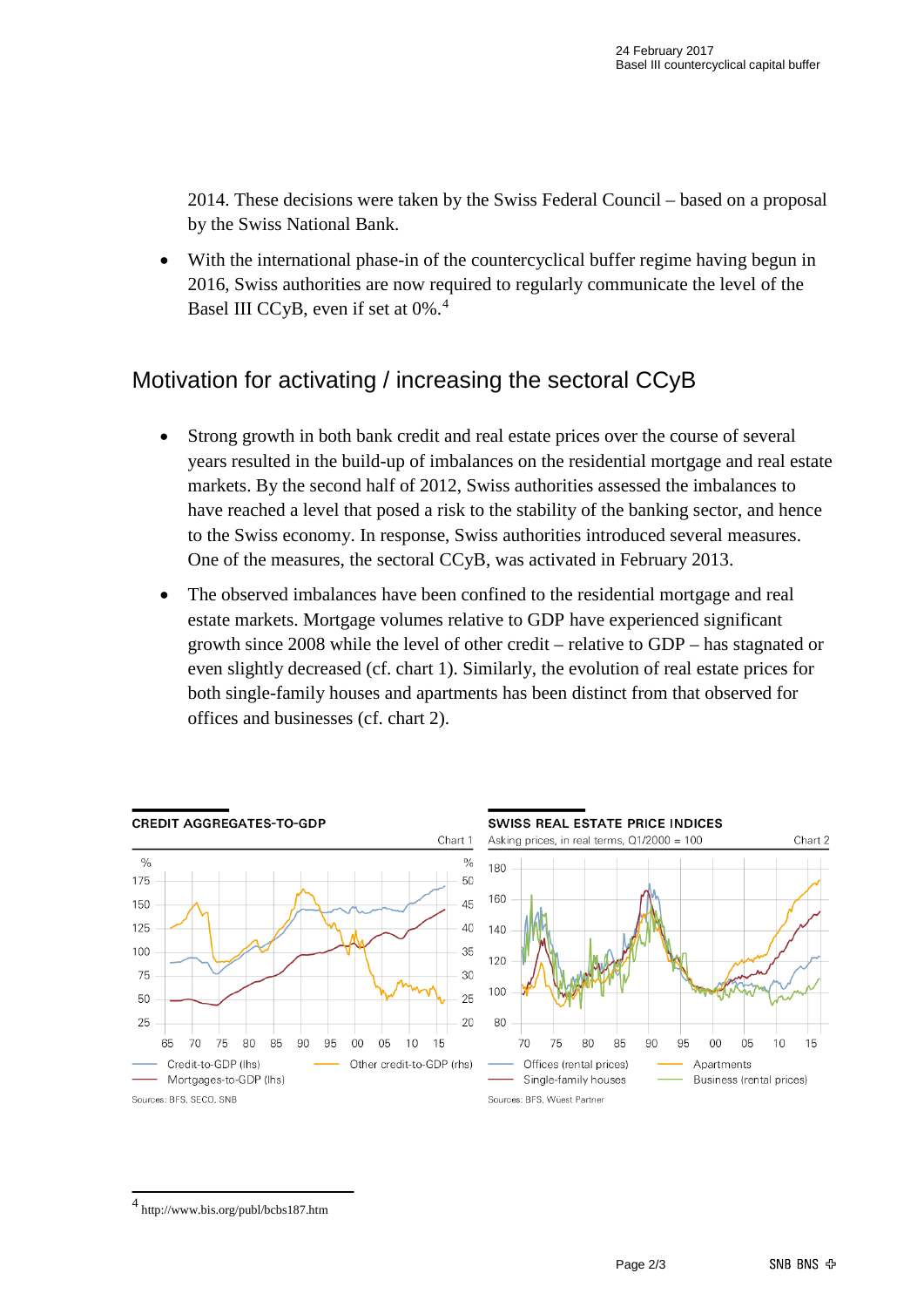2014. These decisions were taken by the Swiss Federal Council – based on a proposal by the Swiss National Bank.

- With the international phase-in of the countercyclical buffer regime having begun in 2016, Swiss authorities are now required to regularly communicate the level of the Basel III CCyB, even if set at 0%.[4]

## Motivation for activating / increasing the sectoral CCyB

- Strong growth in both bank credit and real estate prices over the course of several years resulted in the build-up of imbalances on the residential mortgage and real estate markets. By the second half of 2012, Swiss authorities assessed the imbalances to have reached a level that posed a risk to the stability of the banking sector, and hence to the Swiss economy. In response, Swiss authorities introduced several measures. One of the measures, the sectoral CCyB, was activated in February 2013.
- The observed imbalances have been confined to the residential mortgage and real estate markets. Mortgage volumes relative to GDP have experienced significant growth since 2008 while the level of other credit – relative to GDP – has stagnated or even slightly decreased (cf. chart 1). Similarly, the evolution of real estate prices for both single-family houses and apartments has been distinct from that observed for offices and businesses (cf. chart 2).

**CREDIT AGGREGATES-TO-GDP** — Chart 1

Credit-to-GDP (lhs); Mortgages-to-GDP (lhs); Other credit-to-GDP (rhs)

Sources: BFS, SECO, SNB

**SWISS REAL ESTATE PRICE INDICES** — Chart 2

Asking prices, in real terms, Q1/2000 = 100

Offices (rental prices); Single-family houses; Apartments; Business (rental prices)

Sources: BFS, Wüest Partner

---

[4] http://www.bis.org/publ/bcbs187.htm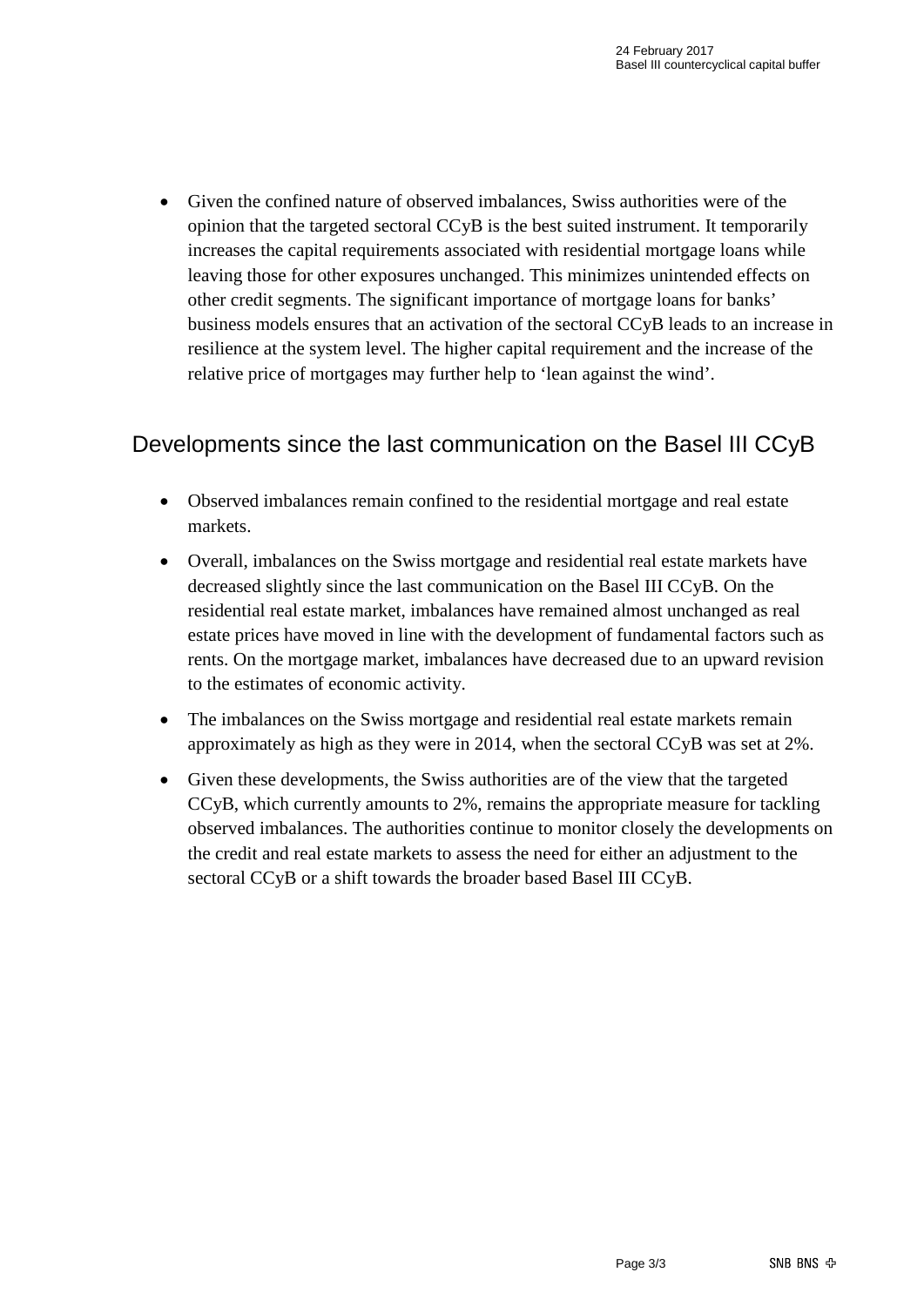- Given the confined nature of observed imbalances, Swiss authorities were of the opinion that the targeted sectoral CCyB is the best suited instrument. It temporarily increases the capital requirements associated with residential mortgage loans while leaving those for other exposures unchanged. This minimizes unintended effects on other credit segments. The significant importance of mortgage loans for banks' business models ensures that an activation of the sectoral CCyB leads to an increase in resilience at the system level. The higher capital requirement and the increase of the relative price of mortgages may further help to 'lean against the wind'.

## Developments since the last communication on the Basel III CCyB

- Observed imbalances remain confined to the residential mortgage and real estate markets.
- Overall, imbalances on the Swiss mortgage and residential real estate markets have decreased slightly since the last communication on the Basel III CCyB. On the residential real estate market, imbalances have remained almost unchanged as real estate prices have moved in line with the development of fundamental factors such as rents. On the mortgage market, imbalances have decreased due to an upward revision to the estimates of economic activity.
- The imbalances on the Swiss mortgage and residential real estate markets remain approximately as high as they were in 2014, when the sectoral CCyB was set at 2%.
- Given these developments, the Swiss authorities are of the view that the targeted CCyB, which currently amounts to 2%, remains the appropriate measure for tackling observed imbalances. The authorities continue to monitor closely the developments on the credit and real estate markets to assess the need for either an adjustment to the sectoral CCyB or a shift towards the broader based Basel III CCyB.